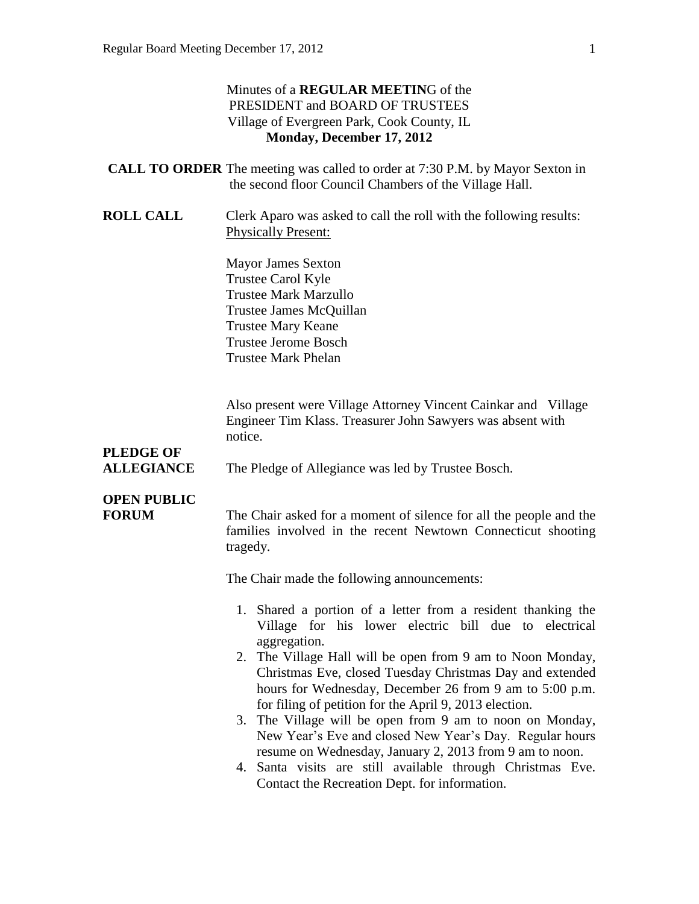Minutes of a **REGULAR MEETIN**G of the
PRESIDENT and BOARD OF TRUSTEES
Village of Evergreen Park, Cook County, IL
**Monday, December 17, 2012**

**CALL TO ORDER** The meeting was called to order at 7:30 P.M. by Mayor Sexton in the second floor Council Chambers of the Village Hall.

**ROLL CALL** Clerk Aparo was asked to call the roll with the following results:
Physically Present:

Mayor James Sexton
Trustee Carol Kyle
Trustee Mark Marzullo
Trustee James McQuillan
Trustee Mary Keane
Trustee Jerome Bosch
Trustee Mark Phelan

Also present were Village Attorney Vincent Cainkar and Village Engineer Tim Klass. Treasurer John Sawyers was absent with notice.

**PLEDGE OF ALLEGIANCE** The Pledge of Allegiance was led by Trustee Bosch.

**OPEN PUBLIC FORUM** The Chair asked for a moment of silence for all the people and the families involved in the recent Newtown Connecticut shooting tragedy.

The Chair made the following announcements:

1. Shared a portion of a letter from a resident thanking the Village for his lower electric bill due to electrical aggregation.
2. The Village Hall will be open from 9 am to Noon Monday, Christmas Eve, closed Tuesday Christmas Day and extended hours for Wednesday, December 26 from 9 am to 5:00 p.m. for filing of petition for the April 9, 2013 election.
3. The Village will be open from 9 am to noon on Monday, New Year's Eve and closed New Year's Day. Regular hours resume on Wednesday, January 2, 2013 from 9 am to noon.
4. Santa visits are still available through Christmas Eve. Contact the Recreation Dept. for information.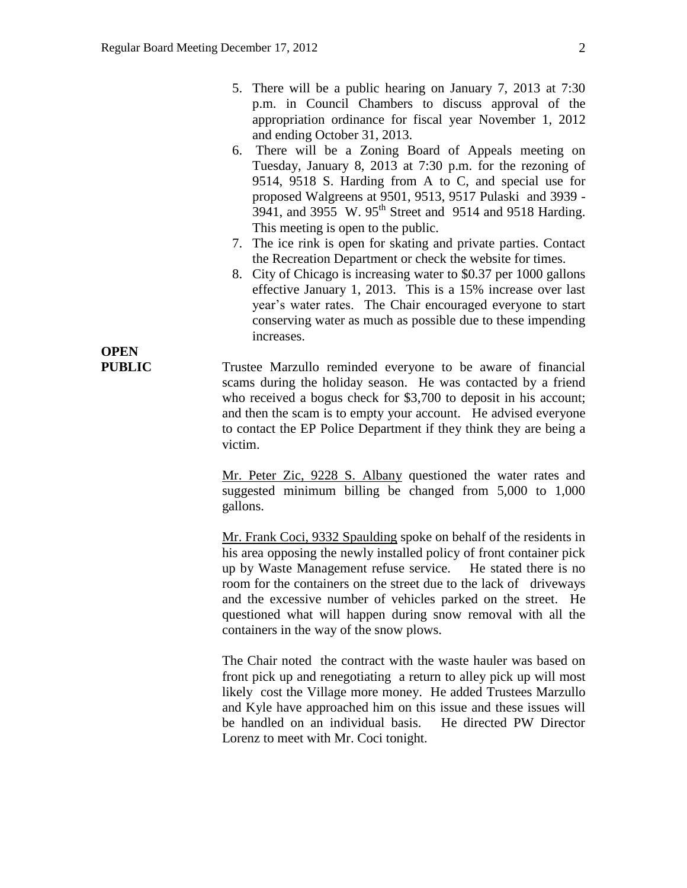5. There will be a public hearing on January 7, 2013 at 7:30 p.m. in Council Chambers to discuss approval of the appropriation ordinance for fiscal year November 1, 2012 and ending October 31, 2013.
6. There will be a Zoning Board of Appeals meeting on Tuesday, January 8, 2013 at 7:30 p.m. for the rezoning of 9514, 9518 S. Harding from A to C, and special use for proposed Walgreens at 9501, 9513, 9517 Pulaski and 3939 - 3941, and 3955 W. 95th Street and 9514 and 9518 Harding. This meeting is open to the public.
7. The ice rink is open for skating and private parties. Contact the Recreation Department or check the website for times.
8. City of Chicago is increasing water to $0.37 per 1000 gallons effective January 1, 2013. This is a 15% increase over last year's water rates. The Chair encouraged everyone to start conserving water as much as possible due to these impending increases.

**OPEN PUBLIC**

Trustee Marzullo reminded everyone to be aware of financial scams during the holiday season. He was contacted by a friend who received a bogus check for $3,700 to deposit in his account; and then the scam is to empty your account. He advised everyone to contact the EP Police Department if they think they are being a victim.

Mr. Peter Zic, 9228 S. Albany questioned the water rates and suggested minimum billing be changed from 5,000 to 1,000 gallons.

Mr. Frank Coci, 9332 Spaulding spoke on behalf of the residents in his area opposing the newly installed policy of front container pick up by Waste Management refuse service. He stated there is no room for the containers on the street due to the lack of driveways and the excessive number of vehicles parked on the street. He questioned what will happen during snow removal with all the containers in the way of the snow plows.

The Chair noted the contract with the waste hauler was based on front pick up and renegotiating a return to alley pick up will most likely cost the Village more money. He added Trustees Marzullo and Kyle have approached him on this issue and these issues will be handled on an individual basis. He directed PW Director Lorenz to meet with Mr. Coci tonight.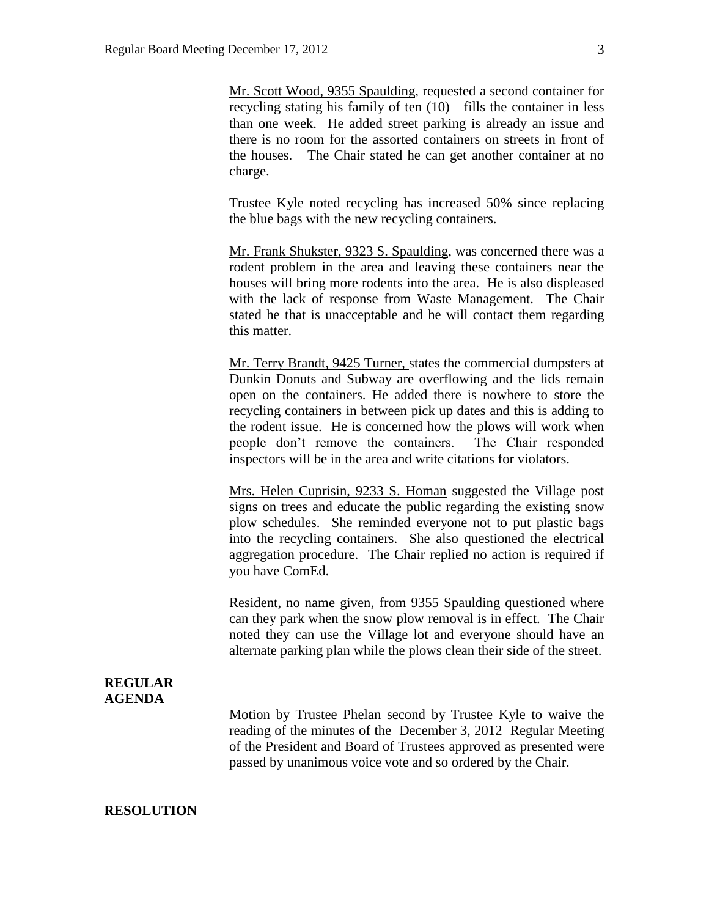Mr. Scott Wood, 9355 Spaulding, requested a second container for recycling stating his family of ten (10) fills the container in less than one week. He added street parking is already an issue and there is no room for the assorted containers on streets in front of the houses. The Chair stated he can get another container at no charge.

Trustee Kyle noted recycling has increased 50% since replacing the blue bags with the new recycling containers.

Mr. Frank Shukster, 9323 S. Spaulding, was concerned there was a rodent problem in the area and leaving these containers near the houses will bring more rodents into the area. He is also displeased with the lack of response from Waste Management. The Chair stated he that is unacceptable and he will contact them regarding this matter.

Mr. Terry Brandt, 9425 Turner, states the commercial dumpsters at Dunkin Donuts and Subway are overflowing and the lids remain open on the containers. He added there is nowhere to store the recycling containers in between pick up dates and this is adding to the rodent issue. He is concerned how the plows will work when people don't remove the containers. The Chair responded inspectors will be in the area and write citations for violators.

Mrs. Helen Cuprisin, 9233 S. Homan suggested the Village post signs on trees and educate the public regarding the existing snow plow schedules. She reminded everyone not to put plastic bags into the recycling containers. She also questioned the electrical aggregation procedure. The Chair replied no action is required if you have ComEd.

Resident, no name given, from 9355 Spaulding questioned where can they park when the snow plow removal is in effect. The Chair noted they can use the Village lot and everyone should have an alternate parking plan while the plows clean their side of the street.

**REGULAR AGENDA**

Motion by Trustee Phelan second by Trustee Kyle to waive the reading of the minutes of the December 3, 2012 Regular Meeting of the President and Board of Trustees approved as presented were passed by unanimous voice vote and so ordered by the Chair.

**RESOLUTION**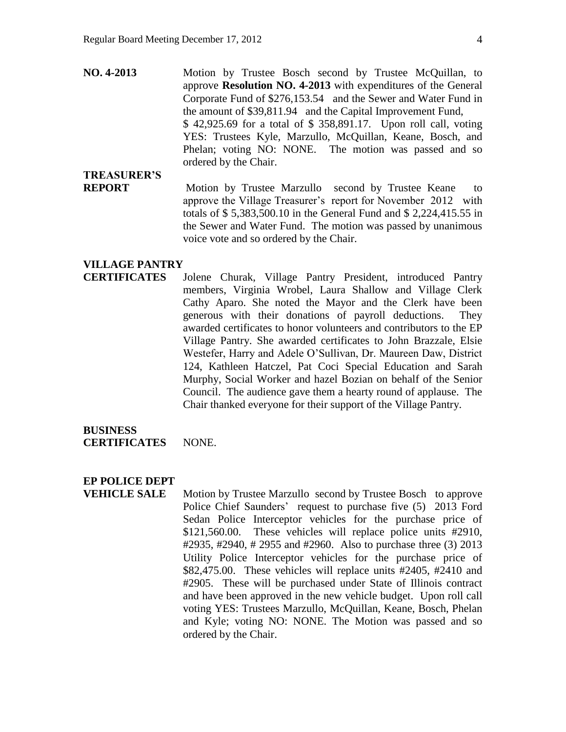**NO. 4-2013** Motion by Trustee Bosch second by Trustee McQuillan, to approve **Resolution NO. 4-2013** with expenditures of the General Corporate Fund of $276,153.54 and the Sewer and Water Fund in the amount of $39,811.94 and the Capital Improvement Fund, $ 42,925.69 for a total of $ 358,891.17. Upon roll call, voting YES: Trustees Kyle, Marzullo, McQuillan, Keane, Bosch, and Phelan; voting NO: NONE. The motion was passed and so ordered by the Chair.

**TREASURER'S REPORT** Motion by Trustee Marzullo second by Trustee Keane to approve the Village Treasurer's report for November 2012 with totals of $ 5,383,500.10 in the General Fund and $ 2,224,415.55 in the Sewer and Water Fund. The motion was passed by unanimous voice vote and so ordered by the Chair.

**VILLAGE PANTRY CERTIFICATES** Jolene Churak, Village Pantry President, introduced Pantry members, Virginia Wrobel, Laura Shallow and Village Clerk Cathy Aparo. She noted the Mayor and the Clerk have been generous with their donations of payroll deductions. They awarded certificates to honor volunteers and contributors to the EP Village Pantry. She awarded certificates to John Brazzale, Elsie Westefer, Harry and Adele O'Sullivan, Dr. Maureen Daw, District 124, Kathleen Hatczel, Pat Coci Special Education and Sarah Murphy, Social Worker and hazel Bozian on behalf of the Senior Council. The audience gave them a hearty round of applause. The Chair thanked everyone for their support of the Village Pantry.

**BUSINESS CERTIFICATES** NONE.

**EP POLICE DEPT VEHICLE SALE** Motion by Trustee Marzullo second by Trustee Bosch to approve Police Chief Saunders' request to purchase five (5) 2013 Ford Sedan Police Interceptor vehicles for the purchase price of $121,560.00. These vehicles will replace police units #2910, #2935, #2940, # 2955 and #2960. Also to purchase three (3) 2013 Utility Police Interceptor vehicles for the purchase price of $82,475.00. These vehicles will replace units #2405, #2410 and #2905. These will be purchased under State of Illinois contract and have been approved in the new vehicle budget. Upon roll call voting YES: Trustees Marzullo, McQuillan, Keane, Bosch, Phelan and Kyle; voting NO: NONE. The Motion was passed and so ordered by the Chair.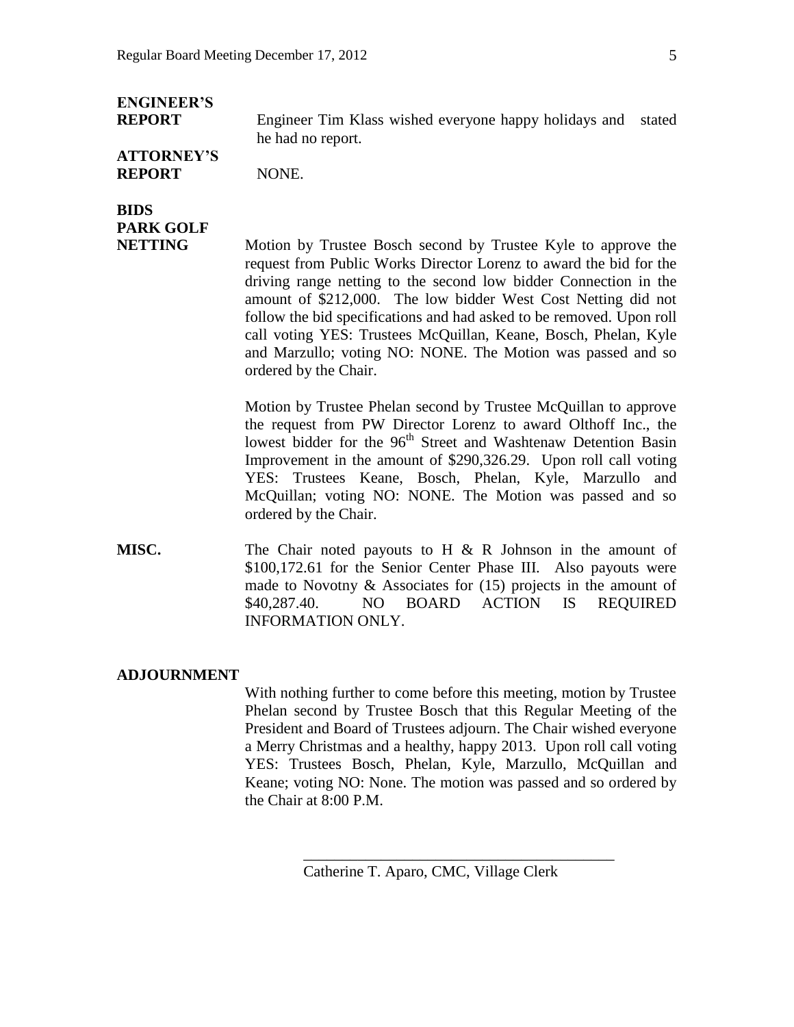**ENGINEER'S REPORT**

Engineer Tim Klass wished everyone happy holidays and stated he had no report.

**ATTORNEY'S REPORT**

NONE.

**BIDS PARK GOLF NETTING**

Motion by Trustee Bosch second by Trustee Kyle to approve the request from Public Works Director Lorenz to award the bid for the driving range netting to the second low bidder Connection in the amount of $212,000. The low bidder West Cost Netting did not follow the bid specifications and had asked to be removed. Upon roll call voting YES: Trustees McQuillan, Keane, Bosch, Phelan, Kyle and Marzullo; voting NO: NONE. The Motion was passed and so ordered by the Chair.

Motion by Trustee Phelan second by Trustee McQuillan to approve the request from PW Director Lorenz to award Olthoff Inc., the lowest bidder for the 96th Street and Washtenaw Detention Basin Improvement in the amount of $290,326.29. Upon roll call voting YES: Trustees Keane, Bosch, Phelan, Kyle, Marzullo and McQuillan; voting NO: NONE. The Motion was passed and so ordered by the Chair.

**MISC.**

The Chair noted payouts to H & R Johnson in the amount of $100,172.61 for the Senior Center Phase III. Also payouts were made to Novotny & Associates for (15) projects in the amount of $40,287.40. NO BOARD ACTION IS REQUIRED INFORMATION ONLY.

**ADJOURNMENT**

With nothing further to come before this meeting, motion by Trustee Phelan second by Trustee Bosch that this Regular Meeting of the President and Board of Trustees adjourn. The Chair wished everyone a Merry Christmas and a healthy, happy 2013. Upon roll call voting YES: Trustees Bosch, Phelan, Kyle, Marzullo, McQuillan and Keane; voting NO: None. The motion was passed and so ordered by the Chair at 8:00 P.M.

\_\_\_\_\_\_\_\_\_\_\_\_\_\_\_\_\_\_\_\_\_\_\_\_\_\_\_\_\_\_\_\_\_\_\_\_\_\_\_\_

Catherine T. Aparo, CMC, Village Clerk